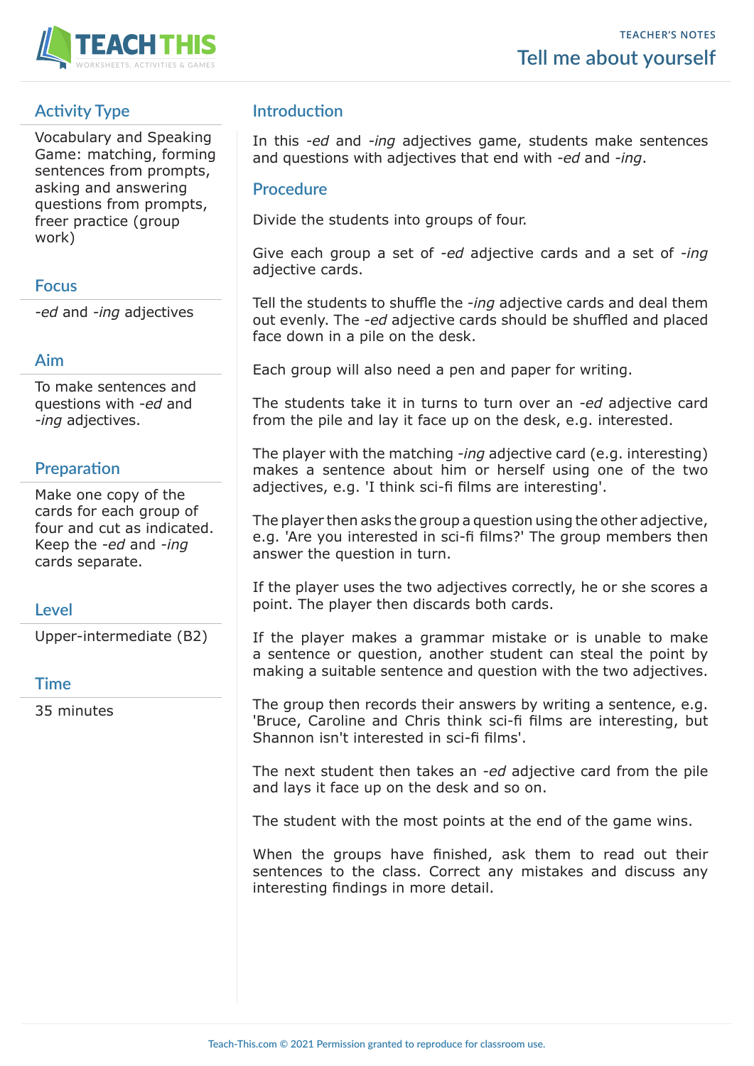TEACHER'S NOTES

# Tell me about yourself

## Activity Type

Vocabulary and Speaking Game: matching, forming sentences from prompts, asking and answering questions from prompts, freer practice (group work)

## Focus

*-ed* and *-ing* adjectives

## Aim

To make sentences and questions with *-ed* and *-ing* adjectives.

## Preparation

Make one copy of the cards for each group of four and cut as indicated. Keep the *-ed* and *-ing* cards separate.

## Level

Upper-intermediate (B2)

## Time

35 minutes

## Introduction

In this *-ed* and *-ing* adjectives game, students make sentences and questions with adjectives that end with *-ed* and *-ing*.

## Procedure

Divide the students into groups of four.

Give each group a set of *-ed* adjective cards and a set of *-ing* adjective cards.

Tell the students to shuffle the *-ing* adjective cards and deal them out evenly. The *-ed* adjective cards should be shuffled and placed face down in a pile on the desk.

Each group will also need a pen and paper for writing.

The students take it in turns to turn over an *-ed* adjective card from the pile and lay it face up on the desk, e.g. interested.

The player with the matching *-ing* adjective card (e.g. interesting) makes a sentence about him or herself using one of the two adjectives, e.g. 'I think sci-fi films are interesting'.

The player then asks the group a question using the other adjective, e.g. 'Are you interested in sci-fi films?' The group members then answer the question in turn.

If the player uses the two adjectives correctly, he or she scores a point. The player then discards both cards.

If the player makes a grammar mistake or is unable to make a sentence or question, another student can steal the point by making a suitable sentence and question with the two adjectives.

The group then records their answers by writing a sentence, e.g. 'Bruce, Caroline and Chris think sci-fi films are interesting, but Shannon isn't interested in sci-fi films'.

The next student then takes an *-ed* adjective card from the pile and lays it face up on the desk and so on.

The student with the most points at the end of the game wins.

When the groups have finished, ask them to read out their sentences to the class. Correct any mistakes and discuss any interesting findings in more detail.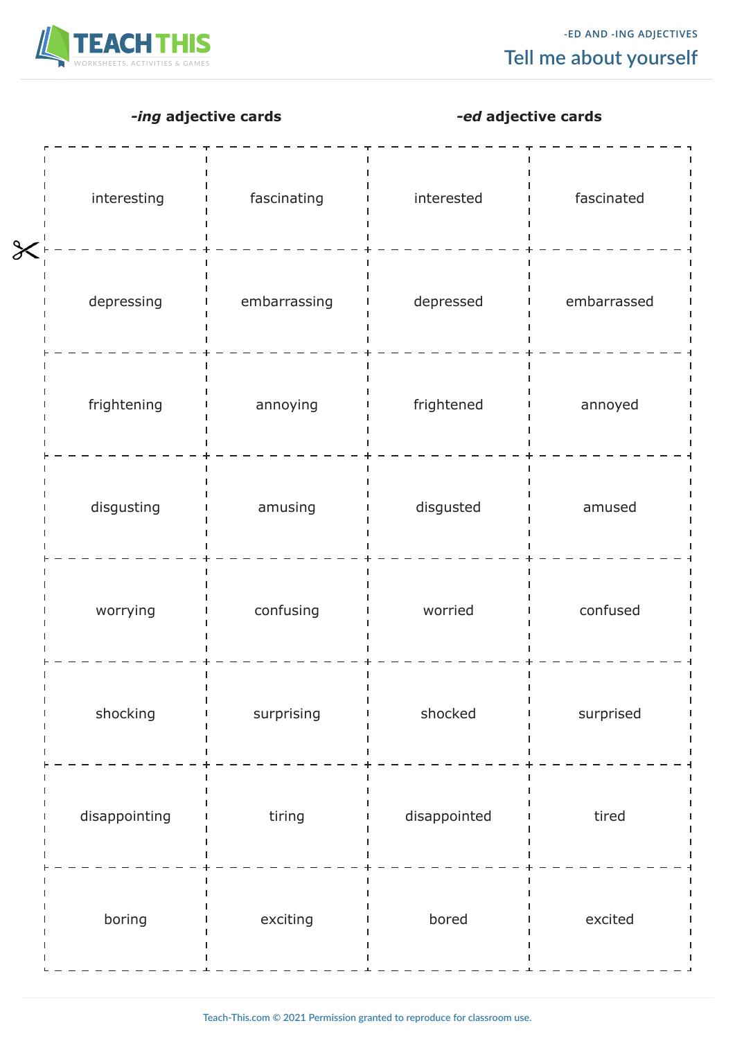| *-ing* adjective cards | | *-ed* adjective cards | |
| --- | --- | --- | --- |
| interesting | fascinating | interested | fascinated |
| depressing | embarrassing | depressed | embarrassed |
| frightening | annoying | frightened | annoyed |
| disgusting | amusing | disgusted | amused |
| worrying | confusing | worried | confused |
| shocking | surprising | shocked | surprised |
| disappointing | tiring | disappointed | tired |
| boring | exciting | bored | excited |